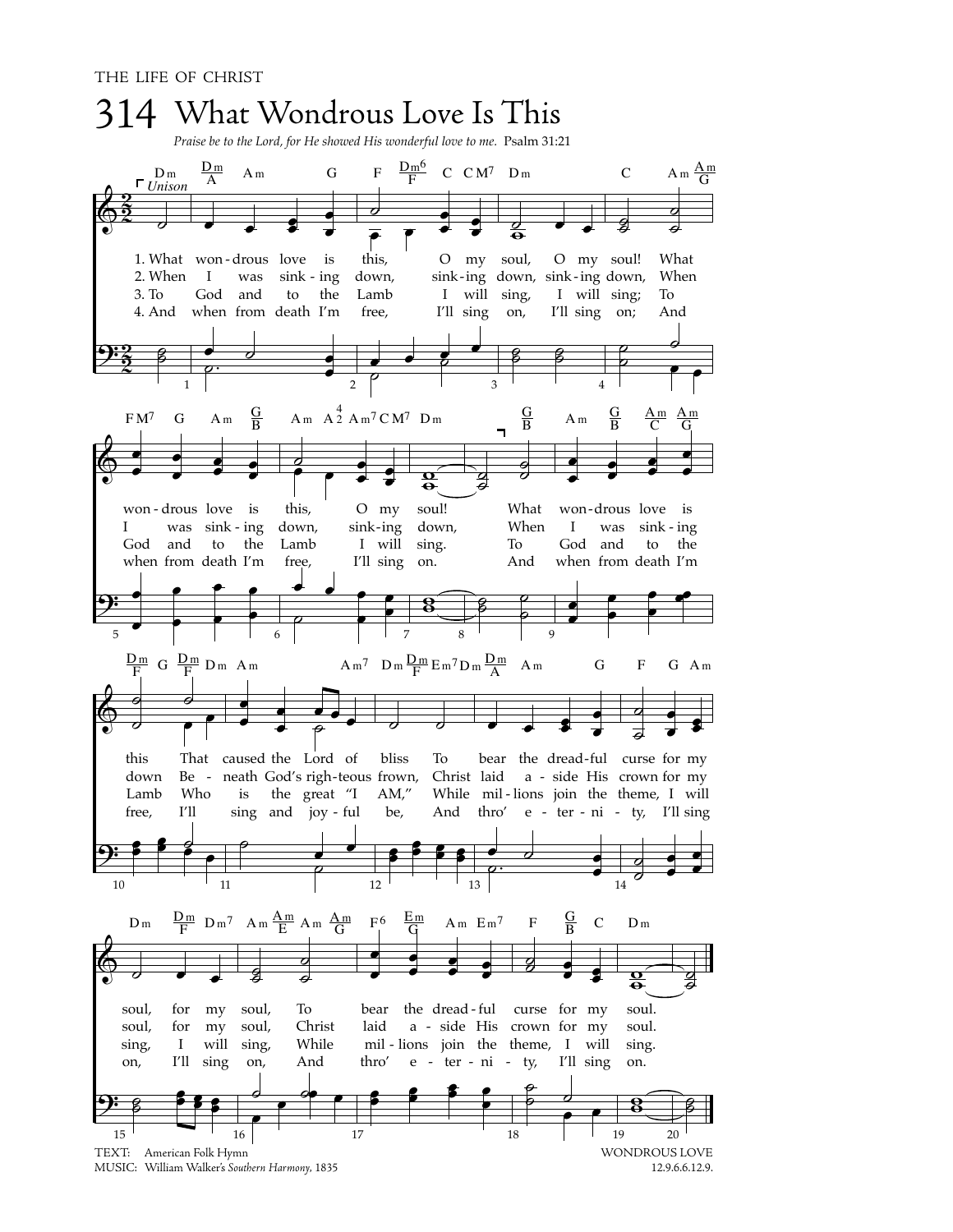# 314 What Wondrous Love Is This

*Praise be to the Lord, for He showed His wonderful love to me.* Psalm 31:21

Unison

1. What wondrous love is this, O my soul, O my soul! What wondrous love is this, O my soul! What wondrous love is this That caused the Lord of bliss To bear the dreadful curse for my soul, for my soul, To bear the dreadful curse for my soul.

2. When I was sinking down, sinking down, sinking down, When I was sinking down, sinking down, When I was sinking down Beneath God's righteous frown, Christ laid aside His crown for my soul, for my soul, Christ laid aside His crown for my soul.

3. To God and to the Lamb I will sing, I will sing; To God and to the Lamb I will sing. To God and to the Lamb Who is the great "I AM," While millions join the theme, I will sing, I will sing, While millions join the theme, I will sing.

4. And when from death I'm free, I'll sing on, I'll sing on; And when from death I'm free, I'll sing on. And when from death I'm free, I'll sing and joyful be, And thro' eternity, I'll sing on, I'll sing on, And thro' eternity, I'll sing on.

TEXT: American Folk Hymn
MUSIC: William Walker's *Southern Harmony*, 1835

WONDROUS LOVE
12.9.6.6.12.9.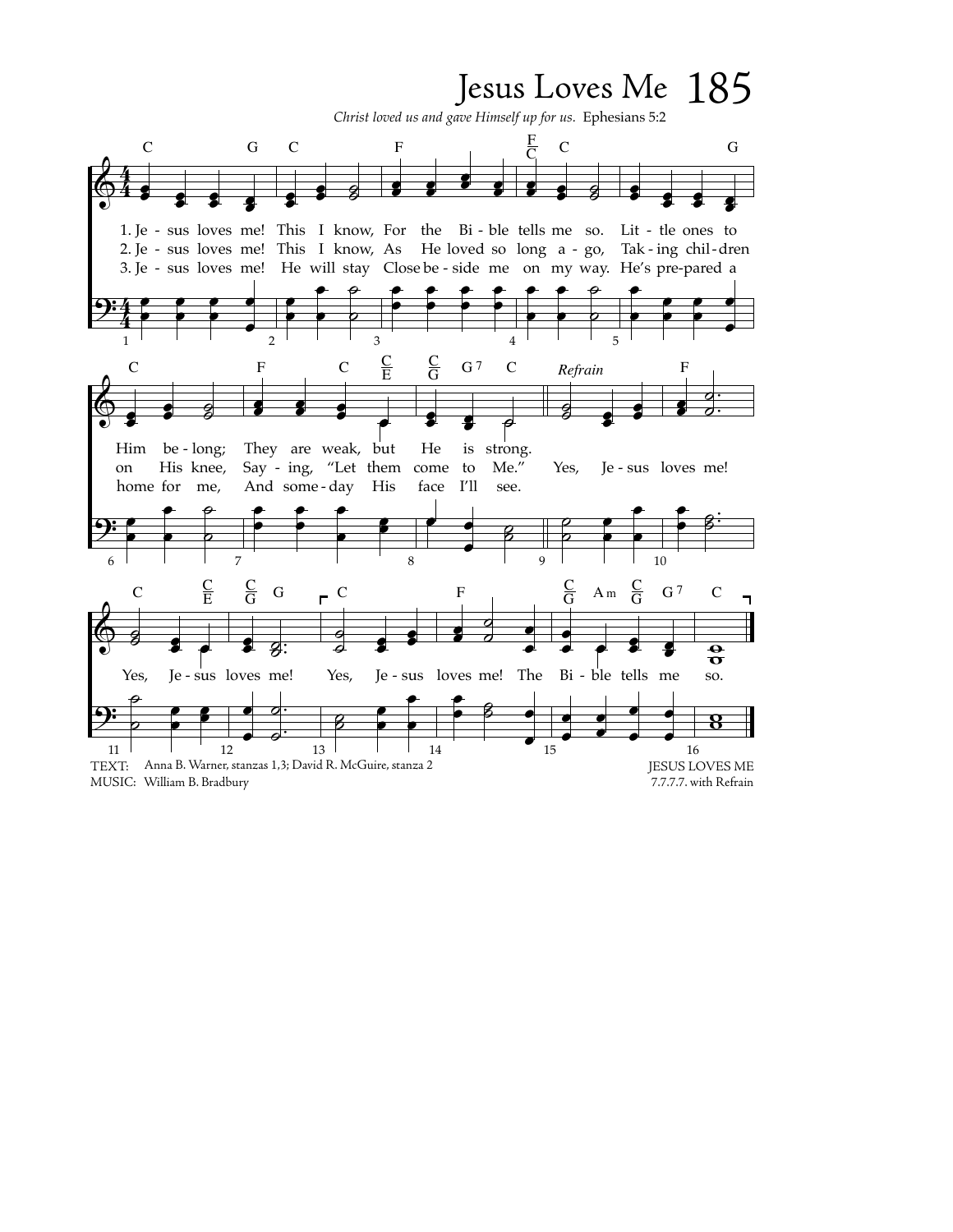# Jesus Loves Me

*Christ loved us and gave Himself up for us.* Ephesians 5:2

1. Jesus loves me! This I know, For the Bible tells me so. Little ones to Him belong; They are weak, but He is strong.

2. Jesus loves me! This I know, As He loved so long ago, Taking children on His knee, Saying, "Let them come to Me."

3. Jesus loves me! He will stay Close beside me on my way. He's prepared a home for me, And someday His face I'll see.

*Refrain*

Yes, Jesus loves me! Yes, Jesus loves me! Yes, Jesus loves me! The Bible tells me so.

TEXT: Anna B. Warner, stanzas 1,3; David R. McGuire, stanza 2
MUSIC: William B. Bradbury

JESUS LOVES ME
7.7.7.7. with Refrain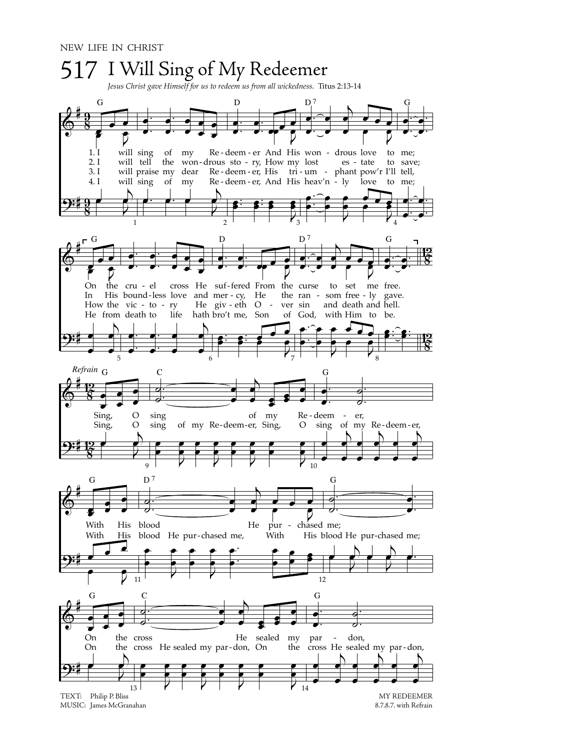NEW LIFE IN CHRIST

# 517 I Will Sing of My Redeemer

*Jesus Christ gave Himself for us to redeem us from all wickedness.* Titus 2:13-14

1. I will sing of my Redeemer And His wondrous love to me; On the cruel cross He suffered From the curse to set me free.

2. I will tell the wondrous story, How my lost estate to save; In His boundless love and mercy, He the ransom freely gave.

3. I will praise my dear Redeemer, His triumphant pow'r I'll tell, How the victory He giveth Over sin and death and hell.

4. I will sing of my Redeemer, And His heav'nly love to me; He from death to life hath bro't me, Son of God, with Him to be.

*Refrain*

Sing, O sing of my Redeemer,
(Sing, O sing of my Redeemer, Sing, O sing of my Redeemer,)
With His blood He purchased me;
(With His blood He purchased me, With His blood He purchased me;)
On the cross He sealed my pardon,
(On the cross He sealed my pardon, On the cross He sealed my pardon,)

TEXT: Philip P. Bliss
MUSIC: James McGranahan

MY REDEEMER
8.7.8.7. with Refrain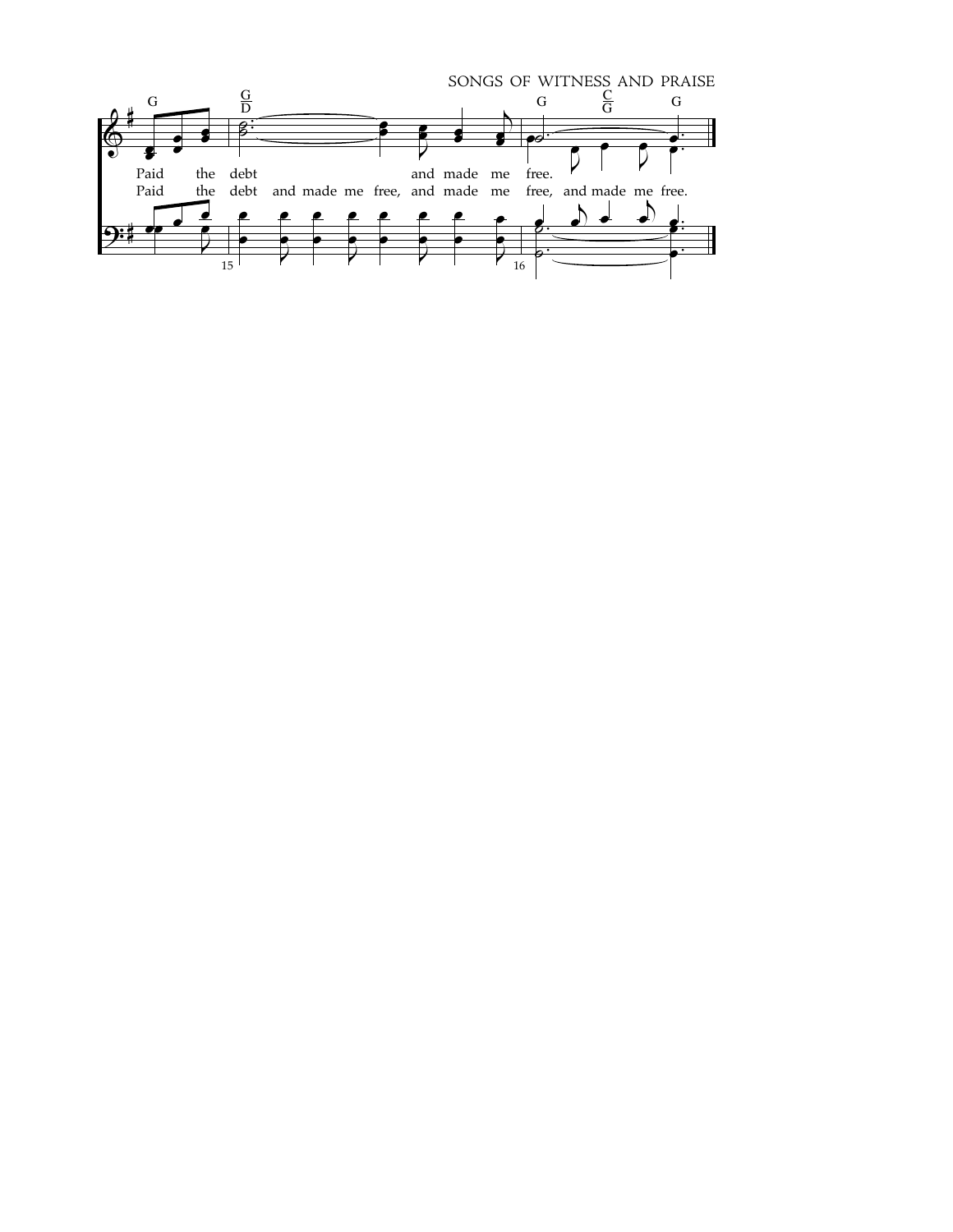Paid the debt and made me free.

Paid the debt and made me free, and made me free, and made me free.